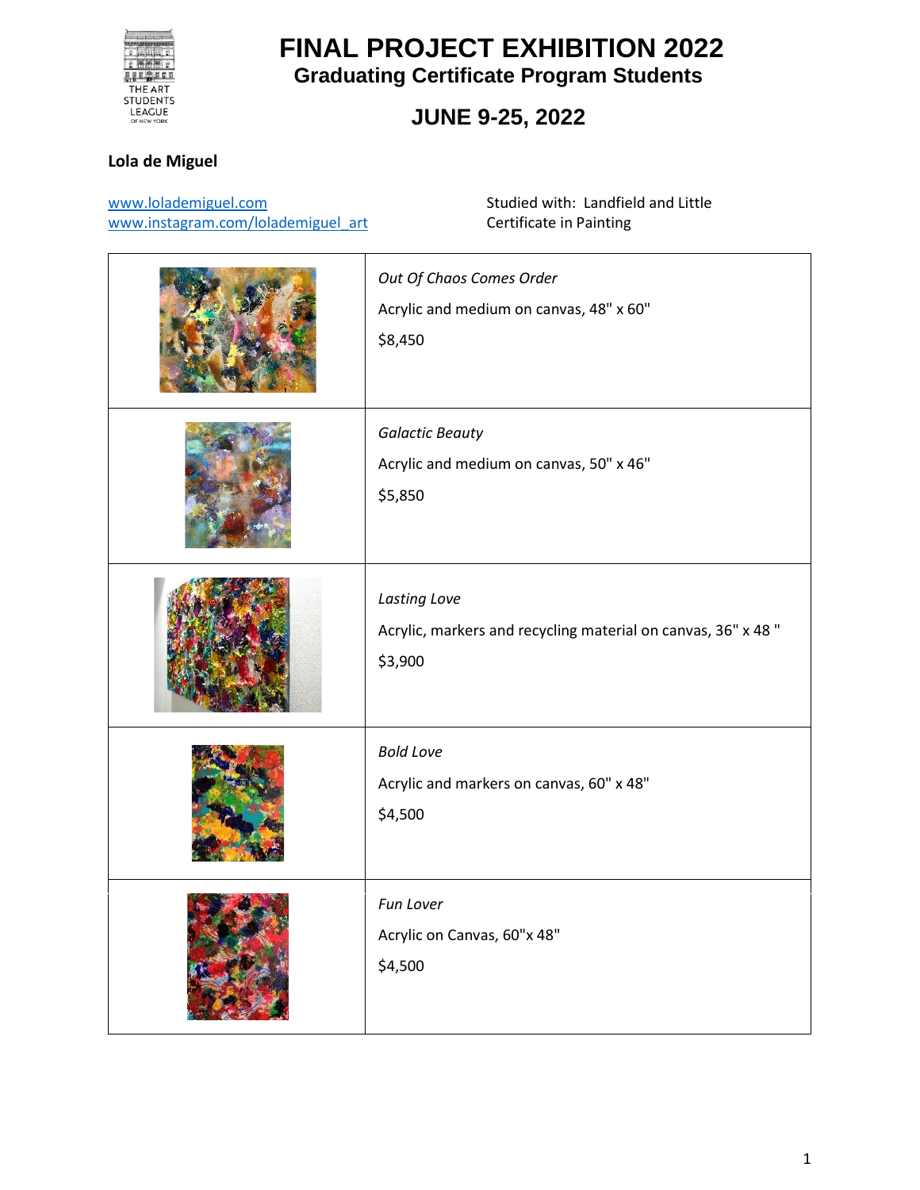# FINAL PROJECT EXHIBITION 2022

## Graduating Certificate Program Students

## JUNE 9-25, 2022

**Lola de Miguel**

www.lolademiguel.com
www.instagram.com/lolademiguel_art

Studied with: Landfield and Little
Certificate in Painting

| | |
|---|---|
| | *Out Of Chaos Comes Order*<br>Acrylic and medium on canvas, 48" x 60"<br>$8,450 |
| | *Galactic Beauty*<br>Acrylic and medium on canvas, 50" x 46"<br>$5,850 |
| | *Lasting Love*<br>Acrylic, markers and recycling material on canvas, 36" x 48 "<br>$3,900 |
| | *Bold Love*<br>Acrylic and markers on canvas, 60" x 48"<br>$4,500 |
| | *Fun Lover*<br>Acrylic on Canvas, 60"x 48"<br>$4,500 |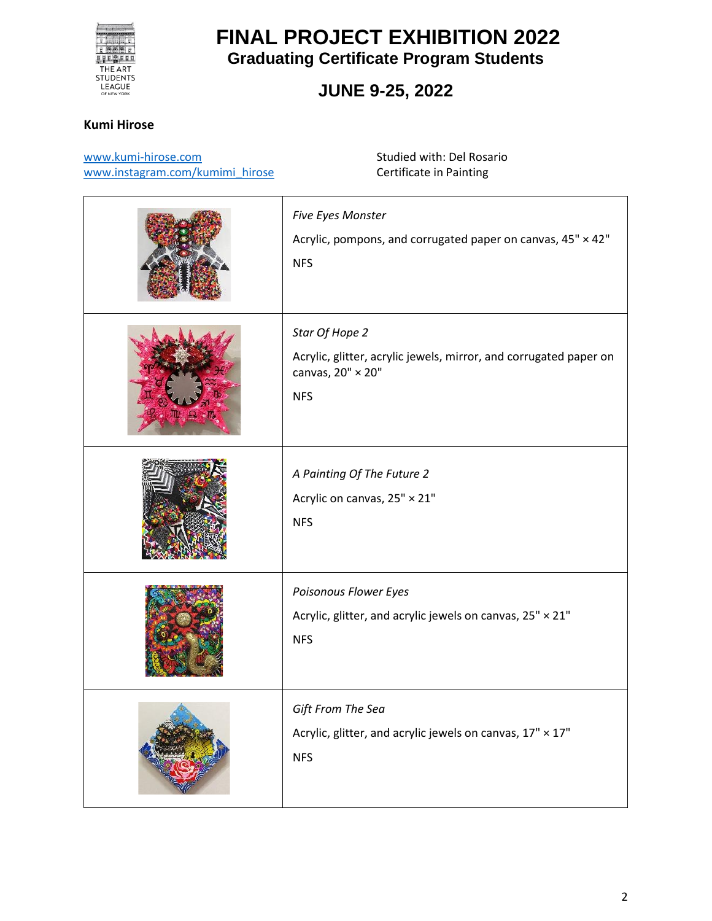# FINAL PROJECT EXHIBITION 2022

## Graduating Certificate Program Students

## JUNE 9-25, 2022

**Kumi Hirose**

www.kumi-hirose.com
www.instagram.com/kumimi_hirose

Studied with: Del Rosario
Certificate in Painting

| | |
|---|---|
| | *Five Eyes Monster*<br>Acrylic, pompons, and corrugated paper on canvas, 45" × 42"<br>NFS |
| | *Star Of Hope 2*<br>Acrylic, glitter, acrylic jewels, mirror, and corrugated paper on canvas, 20" × 20"<br>NFS |
| | *A Painting Of The Future 2*<br>Acrylic on canvas, 25" × 21"<br>NFS |
| | *Poisonous Flower Eyes*<br>Acrylic, glitter, and acrylic jewels on canvas, 25" × 21"<br>NFS |
| | *Gift From The Sea*<br>Acrylic, glitter, and acrylic jewels on canvas, 17" × 17"<br>NFS |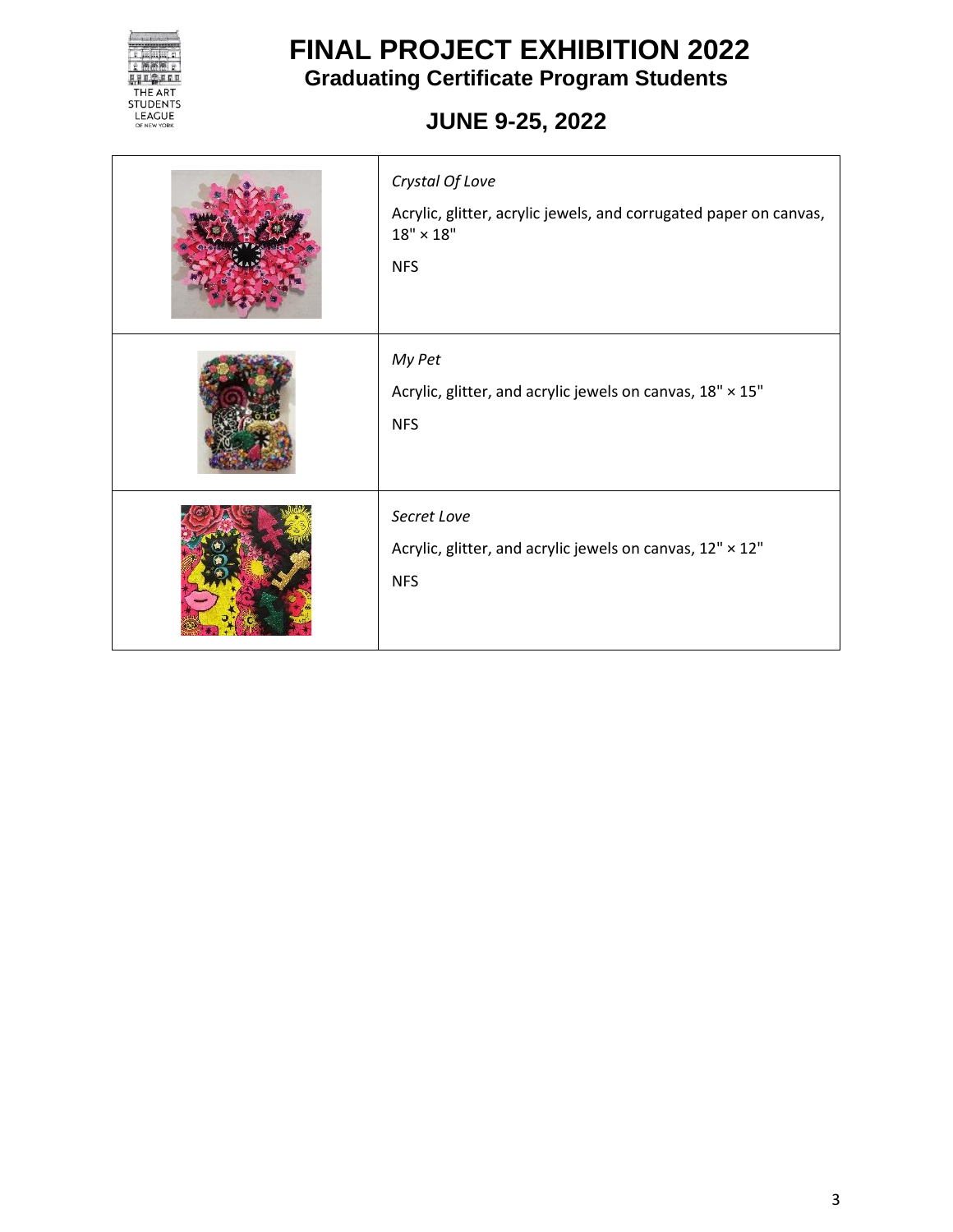# FINAL PROJECT EXHIBITION 2022

## Graduating Certificate Program Students

## JUNE 9-25, 2022

| | |
|---|---|
| | *Crystal Of Love*<br>Acrylic, glitter, acrylic jewels, and corrugated paper on canvas, 18" × 18"<br>NFS |
| | *My Pet*<br>Acrylic, glitter, and acrylic jewels on canvas, 18" × 15"<br>NFS |
| | *Secret Love*<br>Acrylic, glitter, and acrylic jewels on canvas, 12" × 12"<br>NFS |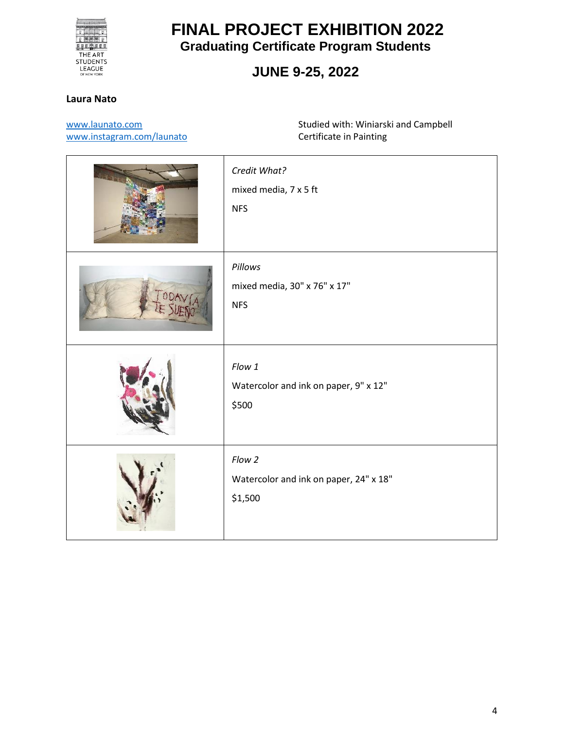# FINAL PROJECT EXHIBITION 2022

## Graduating Certificate Program Students

## JUNE 9-25, 2022

**Laura Nato**

www.launato.com
www.instagram.com/launato

Studied with: Winiarski and Campbell
Certificate in Painting

| | |
|---|---|
| | *Credit What?*<br>mixed media, 7 x 5 ft<br>NFS |
| | *Pillows*<br>mixed media, 30" x 76" x 17"<br>NFS |
| | *Flow 1*<br>Watercolor and ink on paper, 9" x 12"<br>$500 |
| | *Flow 2*<br>Watercolor and ink on paper, 24" x 18"<br>$1,500 |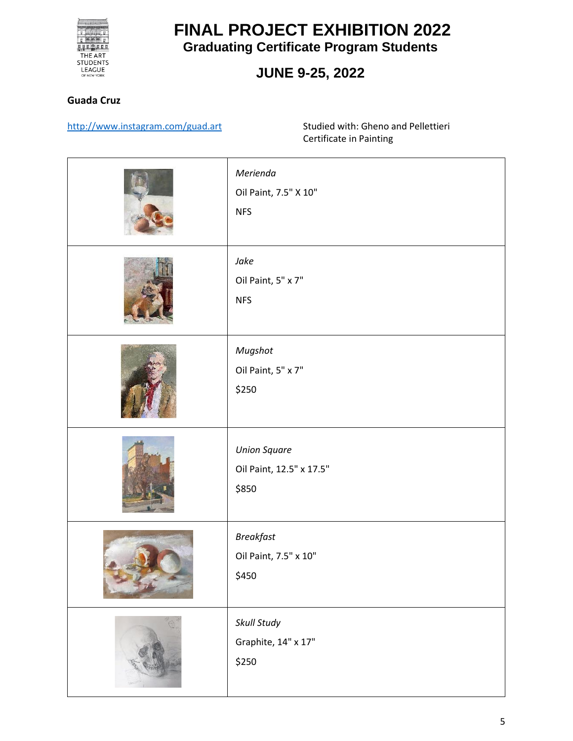# FINAL PROJECT EXHIBITION 2022

## Graduating Certificate Program Students

## JUNE 9-25, 2022

**Guada Cruz**

http://www.instagram.com/guad.art

Studied with: Gheno and Pellettieri
Certificate in Painting

| | |
|---|---|
| | *Merienda*<br>Oil Paint, 7.5" X 10"<br>NFS |
| | *Jake*<br>Oil Paint, 5" x 7"<br>NFS |
| | *Mugshot*<br>Oil Paint, 5" x 7"<br>$250 |
| | *Union Square*<br>Oil Paint, 12.5" x 17.5"<br>$850 |
| | *Breakfast*<br>Oil Paint, 7.5" x 10"<br>$450 |
| | *Skull Study*<br>Graphite, 14" x 17"<br>$250 |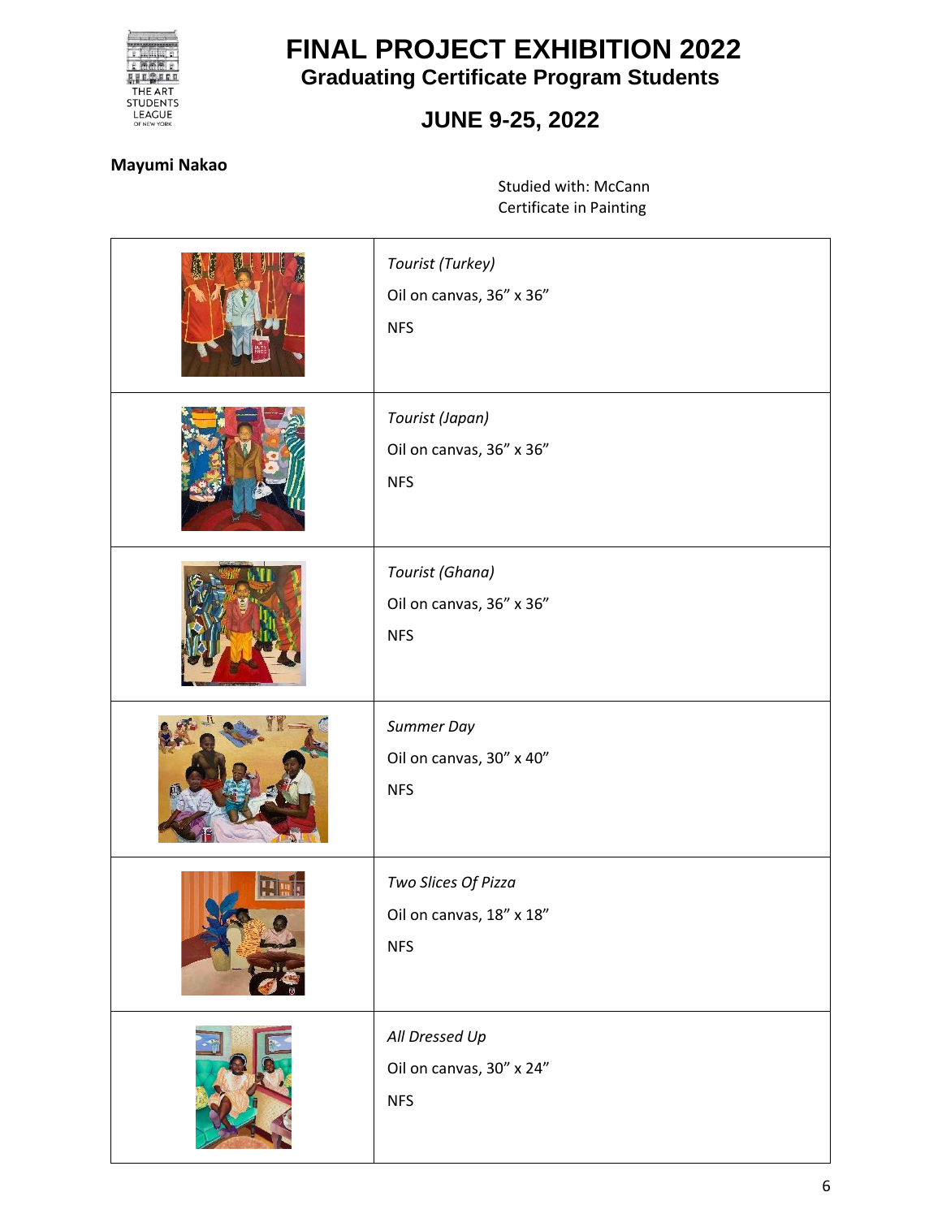# FINAL PROJECT EXHIBITION 2022

## Graduating Certificate Program Students

## JUNE 9-25, 2022

**Mayumi Nakao**

Studied with: McCann
Certificate in Painting

| | |
|---|---|
| | *Tourist (Turkey)*<br>Oil on canvas, 36" x 36"<br>NFS |
| | *Tourist (Japan)*<br>Oil on canvas, 36" x 36"<br>NFS |
| | *Tourist (Ghana)*<br>Oil on canvas, 36" x 36"<br>NFS |
| | *Summer Day*<br>Oil on canvas, 30" x 40"<br>NFS |
| | *Two Slices Of Pizza*<br>Oil on canvas, 18" x 18"<br>NFS |
| | *All Dressed Up*<br>Oil on canvas, 30" x 24"<br>NFS |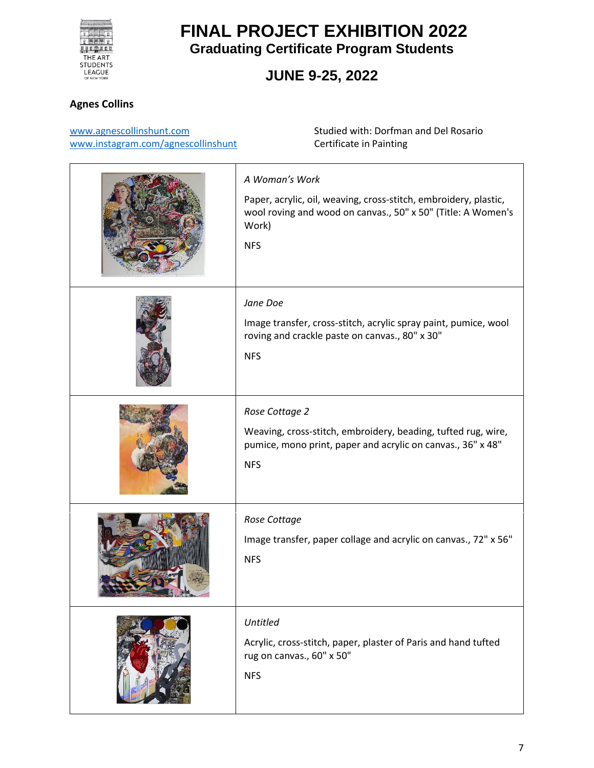# FINAL PROJECT EXHIBITION 2022

## Graduating Certificate Program Students

## JUNE 9-25, 2022

**Agnes Collins**

www.agnescollinshunt.com
www.instagram.com/agnescollinshunt

Studied with: Dorfman and Del Rosario
Certificate in Painting

| | |
|---|---|
| | *A Woman's Work*<br><br>Paper, acrylic, oil, weaving, cross-stitch, embroidery, plastic, wool roving and wood on canvas., 50" x 50" (Title: A Women's Work)<br><br>NFS |
| | *Jane Doe*<br><br>Image transfer, cross-stitch, acrylic spray paint, pumice, wool roving and crackle paste on canvas., 80" x 30"<br><br>NFS |
| | *Rose Cottage 2*<br><br>Weaving, cross-stitch, embroidery, beading, tufted rug, wire, pumice, mono print, paper and acrylic on canvas., 36" x 48"<br><br>NFS |
| | *Rose Cottage*<br><br>Image transfer, paper collage and acrylic on canvas., 72" x 56"<br><br>NFS |
| | *Untitled*<br><br>Acrylic, cross-stitch, paper, plaster of Paris and hand tufted rug on canvas., 60" x 50"<br><br>NFS |